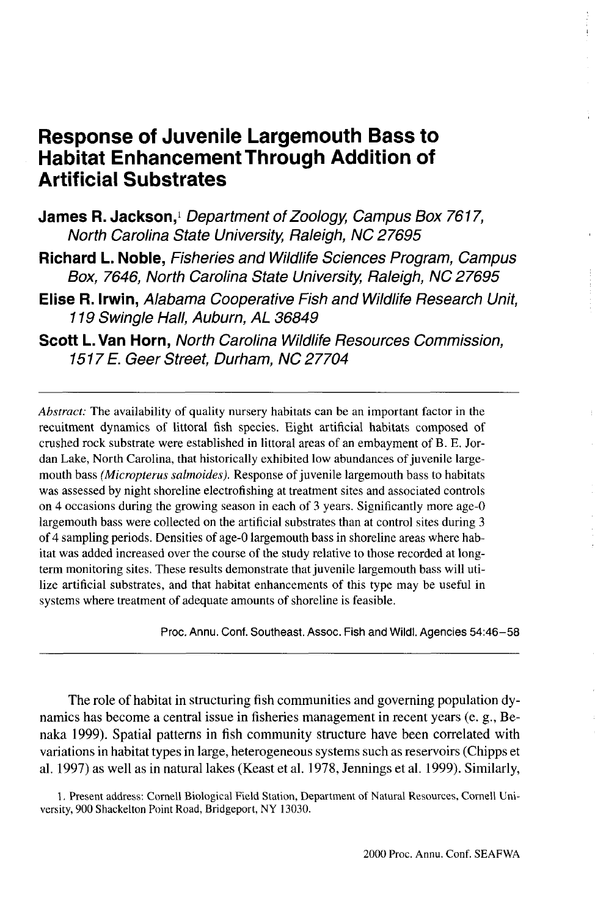# Response of Juvenile Largemouth Bass to Habitat Enhancement Through Addition of Artificial Substrates

**James R. Jackson,**[1] *Department of Zoology, Campus Box 7617, North Carolina State University, Raleigh, NC 27695*

**Richard L. Noble,** *Fisheries and Wildlife Sciences Program, Campus Box, 7646, North Carolina State University, Raleigh, NC 27695*

**Elise R. Irwin,** *Alabama Cooperative Fish and Wildlife Research Unit, 119 Swingle Hall, Auburn, AL 36849*

**Scott L. Van Horn,** *North Carolina Wildlife Resources Commission, 1517 E. Geer Street, Durham, NC 27704*

---

*Abstract:* The availability of quality nursery habitats can be an important factor in the recuitment dynamics of littoral fish species. Eight artificial habitats composed of crushed rock substrate were established in littoral areas of an embayment of B. E. Jordan Lake, North Carolina, that historically exhibited low abundances of juvenile largemouth bass *(Micropterus salmoides)*. Response of juvenile largemouth bass to habitats was assessed by night shoreline electrofishing at treatment sites and associated controls on 4 occasions during the growing season in each of 3 years. Significantly more age-0 largemouth bass were collected on the artificial substrates than at control sites during 3 of 4 sampling periods. Densities of age-0 largemouth bass in shoreline areas where habitat was added increased over the course of the study relative to those recorded at long-term monitoring sites. These results demonstrate that juvenile largemouth bass will utilize artificial substrates, and that habitat enhancements of this type may be useful in systems where treatment of adequate amounts of shoreline is feasible.

Proc. Annu. Conf. Southeast. Assoc. Fish and Wildl. Agencies 54:46–58

---

The role of habitat in structuring fish communities and governing population dynamics has become a central issue in fisheries management in recent years (e. g., Benaka 1999). Spatial patterns in fish community structure have been correlated with variations in habitat types in large, heterogeneous systems such as reservoirs (Chipps et al. 1997) as well as in natural lakes (Keast et al. 1978, Jennings et al. 1999). Similarly,

1. Present address: Cornell Biological Field Station, Department of Natural Resources, Cornell University, 900 Shackelton Point Road, Bridgeport, NY 13030.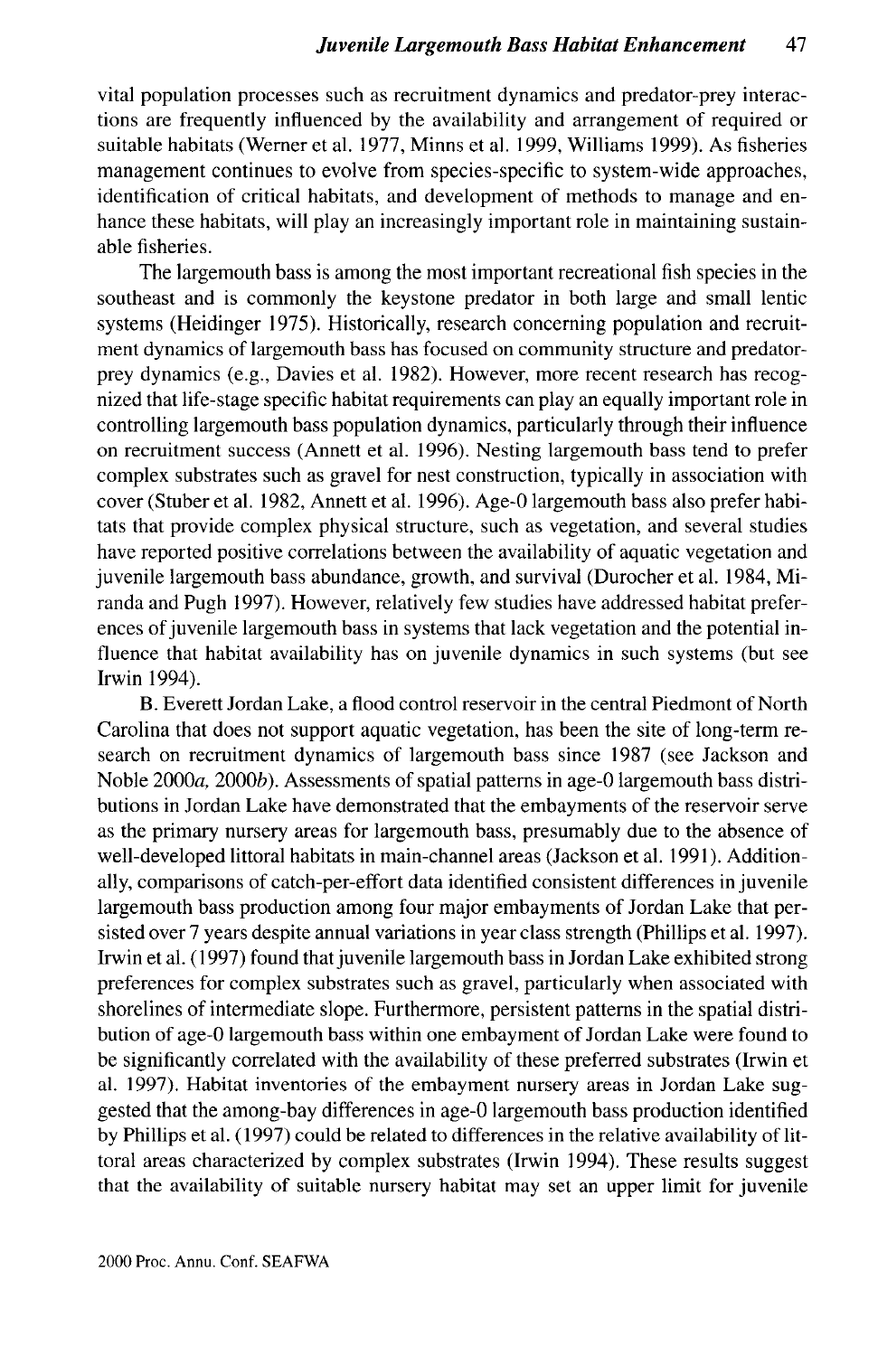vital population processes such as recruitment dynamics and predator-prey interactions are frequently influenced by the availability and arrangement of required or suitable habitats (Werner et al. 1977, Minns et al. 1999, Williams 1999). As fisheries management continues to evolve from species-specific to system-wide approaches, identification of critical habitats, and development of methods to manage and enhance these habitats, will play an increasingly important role in maintaining sustainable fisheries.

The largemouth bass is among the most important recreational fish species in the southeast and is commonly the keystone predator in both large and small lentic systems (Heidinger 1975). Historically, research concerning population and recruitment dynamics of largemouth bass has focused on community structure and predator-prey dynamics (e.g., Davies et al. 1982). However, more recent research has recognized that life-stage specific habitat requirements can play an equally important role in controlling largemouth bass population dynamics, particularly through their influence on recruitment success (Annett et al. 1996). Nesting largemouth bass tend to prefer complex substrates such as gravel for nest construction, typically in association with cover (Stuber et al. 1982, Annett et al. 1996). Age-0 largemouth bass also prefer habitats that provide complex physical structure, such as vegetation, and several studies have reported positive correlations between the availability of aquatic vegetation and juvenile largemouth bass abundance, growth, and survival (Durocher et al. 1984, Miranda and Pugh 1997). However, relatively few studies have addressed habitat preferences of juvenile largemouth bass in systems that lack vegetation and the potential influence that habitat availability has on juvenile dynamics in such systems (but see Irwin 1994).

B. Everett Jordan Lake, a flood control reservoir in the central Piedmont of North Carolina that does not support aquatic vegetation, has been the site of long-term research on recruitment dynamics of largemouth bass since 1987 (see Jackson and Noble 2000*a*, 2000*b*). Assessments of spatial patterns in age-0 largemouth bass distributions in Jordan Lake have demonstrated that the embayments of the reservoir serve as the primary nursery areas for largemouth bass, presumably due to the absence of well-developed littoral habitats in main-channel areas (Jackson et al. 1991). Additionally, comparisons of catch-per-effort data identified consistent differences in juvenile largemouth bass production among four major embayments of Jordan Lake that persisted over 7 years despite annual variations in year class strength (Phillips et al. 1997). Irwin et al. (1997) found that juvenile largemouth bass in Jordan Lake exhibited strong preferences for complex substrates such as gravel, particularly when associated with shorelines of intermediate slope. Furthermore, persistent patterns in the spatial distribution of age-0 largemouth bass within one embayment of Jordan Lake were found to be significantly correlated with the availability of these preferred substrates (Irwin et al. 1997). Habitat inventories of the embayment nursery areas in Jordan Lake suggested that the among-bay differences in age-0 largemouth bass production identified by Phillips et al. (1997) could be related to differences in the relative availability of littoral areas characterized by complex substrates (Irwin 1994). These results suggest that the availability of suitable nursery habitat may set an upper limit for juvenile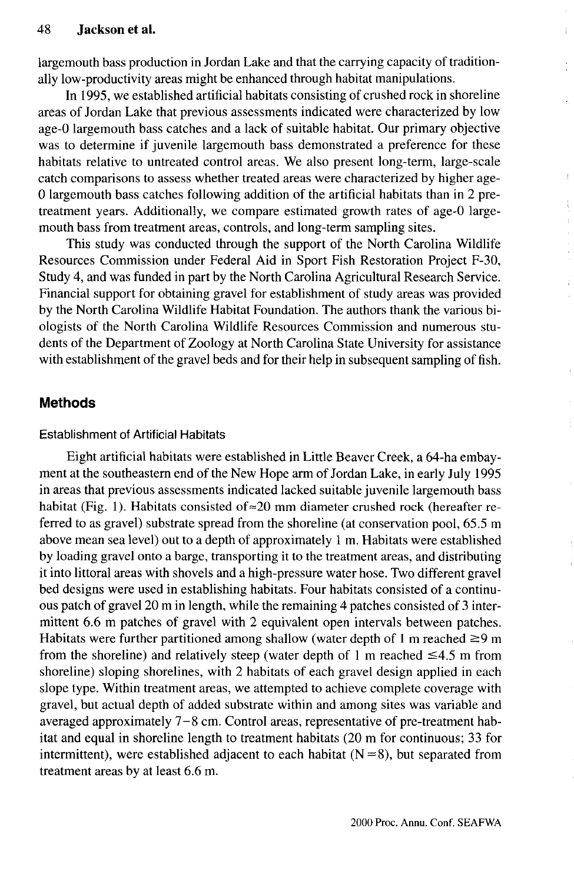largemouth bass production in Jordan Lake and that the carrying capacity of traditionally low-productivity areas might be enhanced through habitat manipulations.

In 1995, we established artificial habitats consisting of crushed rock in shoreline areas of Jordan Lake that previous assessments indicated were characterized by low age-0 largemouth bass catches and a lack of suitable habitat. Our primary objective was to determine if juvenile largemouth bass demonstrated a preference for these habitats relative to untreated control areas. We also present long-term, large-scale catch comparisons to assess whether treated areas were characterized by higher age-0 largemouth bass catches following addition of the artificial habitats than in 2 pre-treatment years. Additionally, we compare estimated growth rates of age-0 largemouth bass from treatment areas, controls, and long-term sampling sites.

This study was conducted through the support of the North Carolina Wildlife Resources Commission under Federal Aid in Sport Fish Restoration Project F-30, Study 4, and was funded in part by the North Carolina Agricultural Research Service. Financial support for obtaining gravel for establishment of study areas was provided by the North Carolina Wildlife Habitat Foundation. The authors thank the various biologists of the North Carolina Wildlife Resources Commission and numerous students of the Department of Zoology at North Carolina State University for assistance with establishment of the gravel beds and for their help in subsequent sampling of fish.

## Methods

### Establishment of Artificial Habitats

Eight artificial habitats were established in Little Beaver Creek, a 64-ha embayment at the southeastern end of the New Hope arm of Jordan Lake, in early July 1995 in areas that previous assessments indicated lacked suitable juvenile largemouth bass habitat (Fig. 1). Habitats consisted of $\approx$20 mm diameter crushed rock (hereafter referred to as gravel) substrate spread from the shoreline (at conservation pool, 65.5 m above mean sea level) out to a depth of approximately 1 m. Habitats were established by loading gravel onto a barge, transporting it to the treatment areas, and distributing it into littoral areas with shovels and a high-pressure water hose. Two different gravel bed designs were used in establishing habitats. Four habitats consisted of a continuous patch of gravel 20 m in length, while the remaining 4 patches consisted of 3 intermittent 6.6 m patches of gravel with 2 equivalent open intervals between patches. Habitats were further partitioned among shallow (water depth of 1 m reached $\gtrsim$9 m from the shoreline) and relatively steep (water depth of 1 m reached $\lesssim$4.5 m from shoreline) sloping shorelines, with 2 habitats of each gravel design applied in each slope type. Within treatment areas, we attempted to achieve complete coverage with gravel, but actual depth of added substrate within and among sites was variable and averaged approximately 7–8 cm. Control areas, representative of pre-treatment habitat and equal in shoreline length to treatment habitats (20 m for continuous; 33 for intermittent), were established adjacent to each habitat ($N = 8$), but separated from treatment areas by at least 6.6 m.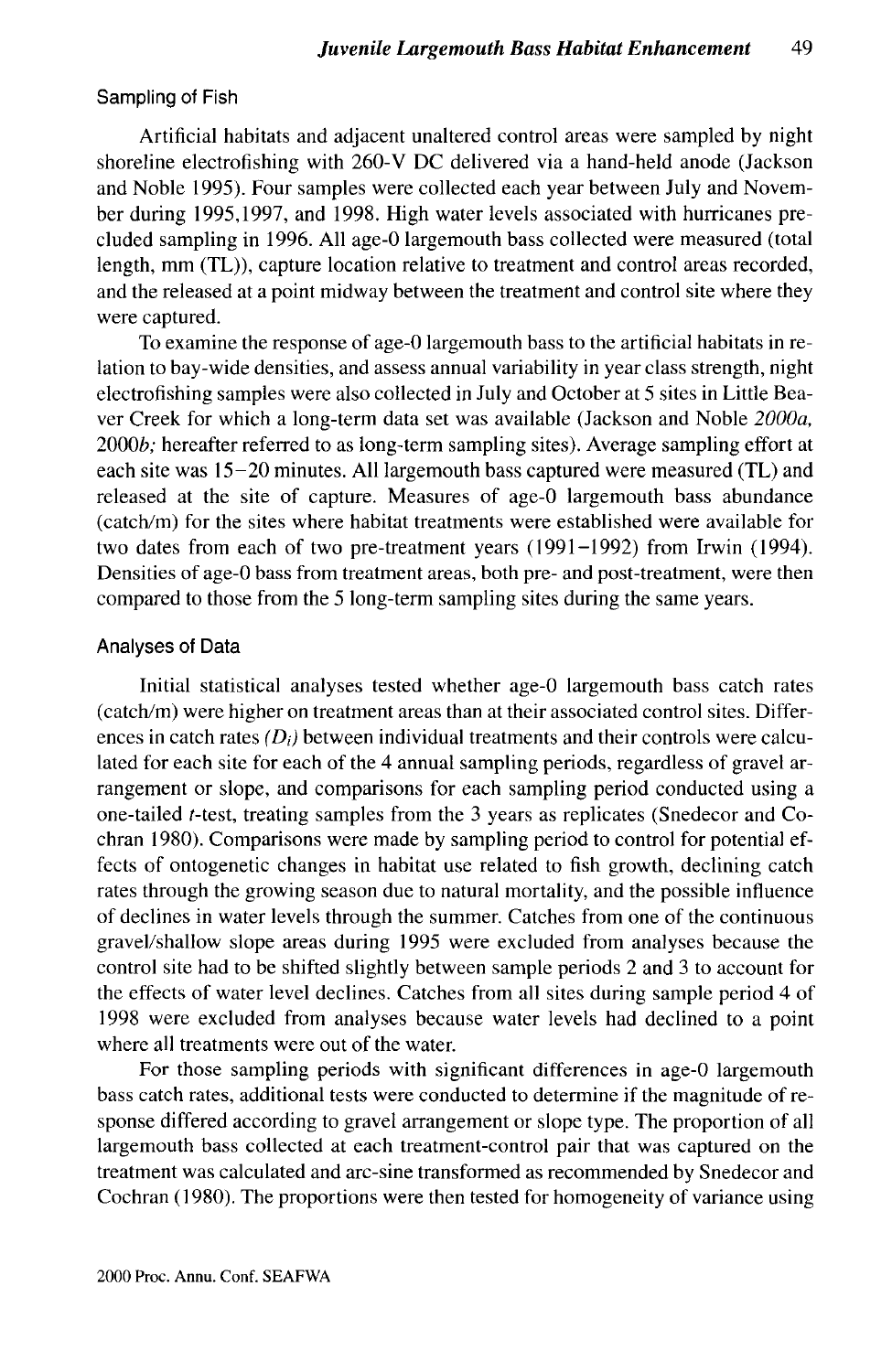### Sampling of Fish

Artificial habitats and adjacent unaltered control areas were sampled by night shoreline electrofishing with 260-V DC delivered via a hand-held anode (Jackson and Noble 1995). Four samples were collected each year between July and November during 1995,1997, and 1998. High water levels associated with hurricanes precluded sampling in 1996. All age-0 largemouth bass collected were measured (total length, mm (TL)), capture location relative to treatment and control areas recorded, and the released at a point midway between the treatment and control site where they were captured.

To examine the response of age-0 largemouth bass to the artificial habitats in relation to bay-wide densities, and assess annual variability in year class strength, night electrofishing samples were also collected in July and October at 5 sites in Little Beaver Creek for which a long-term data set was available (Jackson and Noble *2000a*, 2000*b;* hereafter referred to as long-term sampling sites). Average sampling effort at each site was 15–20 minutes. All largemouth bass captured were measured (TL) and released at the site of capture. Measures of age-0 largemouth bass abundance (catch/m) for the sites where habitat treatments were established were available for two dates from each of two pre-treatment years (1991–1992) from Irwin (1994). Densities of age-0 bass from treatment areas, both pre- and post-treatment, were then compared to those from the 5 long-term sampling sites during the same years.

### Analyses of Data

Initial statistical analyses tested whether age-0 largemouth bass catch rates (catch/m) were higher on treatment areas than at their associated control sites. Differences in catch rates ($D_i$) between individual treatments and their controls were calculated for each site for each of the 4 annual sampling periods, regardless of gravel arrangement or slope, and comparisons for each sampling period conducted using a one-tailed *t*-test, treating samples from the 3 years as replicates (Snedecor and Cochran 1980). Comparisons were made by sampling period to control for potential effects of ontogenetic changes in habitat use related to fish growth, declining catch rates through the growing season due to natural mortality, and the possible influence of declines in water levels through the summer. Catches from one of the continuous gravel/shallow slope areas during 1995 were excluded from analyses because the control site had to be shifted slightly between sample periods 2 and 3 to account for the effects of water level declines. Catches from all sites during sample period 4 of 1998 were excluded from analyses because water levels had declined to a point where all treatments were out of the water.

For those sampling periods with significant differences in age-0 largemouth bass catch rates, additional tests were conducted to determine if the magnitude of response differed according to gravel arrangement or slope type. The proportion of all largemouth bass collected at each treatment-control pair that was captured on the treatment was calculated and arc-sine transformed as recommended by Snedecor and Cochran (1980). The proportions were then tested for homogeneity of variance using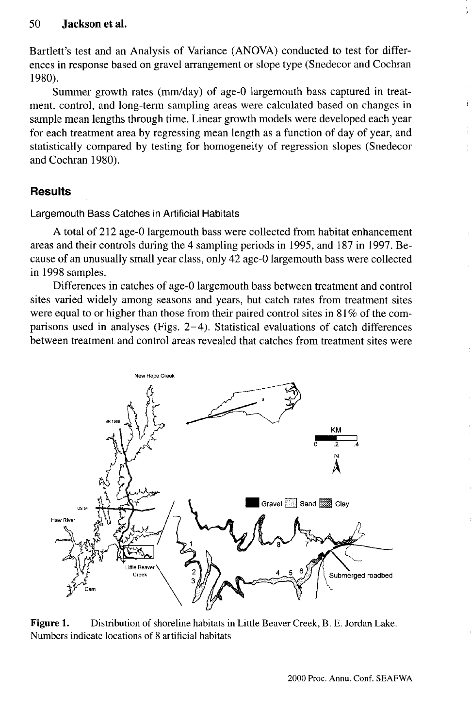Bartlett's test and an Analysis of Variance (ANOVA) conducted to test for differences in response based on gravel arrangement or slope type (Snedecor and Cochran 1980).

Summer growth rates (mm/day) of age-0 largemouth bass captured in treatment, control, and long-term sampling areas were calculated based on changes in sample mean lengths through time. Linear growth models were developed each year for each treatment area by regressing mean length as a function of day of year, and statistically compared by testing for homogeneity of regression slopes (Snedecor and Cochran 1980).

## Results

### Largemouth Bass Catches in Artificial Habitats

A total of 212 age-0 largemouth bass were collected from habitat enhancement areas and their controls during the 4 sampling periods in 1995, and 187 in 1997. Because of an unusually small year class, only 42 age-0 largemouth bass were collected in 1998 samples.

Differences in catches of age-0 largemouth bass between treatment and control sites varied widely among seasons and years, but catch rates from treatment sites were equal to or higher than those from their paired control sites in 81% of the comparisons used in analyses (Figs. 2–4). Statistical evaluations of catch differences between treatment and control areas revealed that catches from treatment sites were

**Figure 1.** Distribution of shoreline habitats in Little Beaver Creek, B. E. Jordan Lake. Numbers indicate locations of 8 artificial habitats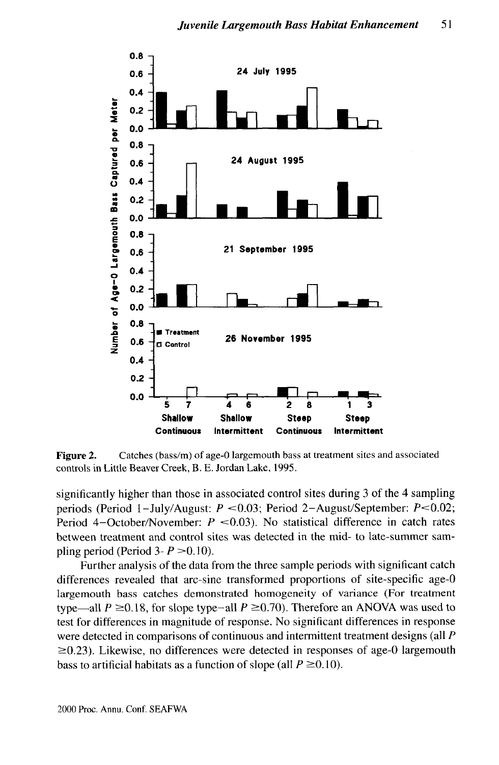**Figure 2.** Catches (bass/m) of age-0 largemouth bass at treatment sites and associated controls in Little Beaver Creek, B. E. Jordan Lake, 1995.

significantly higher than those in associated control sites during 3 of the 4 sampling periods (Period 1–July/August: $P < 0.03$; Period 2–August/September: $P < 0.02$; Period 4–October/November: $P < 0.03$). No statistical difference in catch rates between treatment and control sites was detected in the mid- to late-summer sampling period (Period 3- $P > 0.10$).

Further analysis of the data from the three sample periods with significant catch differences revealed that arc-sine transformed proportions of site-specific age-0 largemouth bass catches demonstrated homogeneity of variance (For treatment type—all $P \geq 0.18$, for slope type–all $P \geq 0.70$). Therefore an ANOVA was used to test for differences in magnitude of response. No significant differences in response were detected in comparisons of continuous and intermittent treatment designs (all $P \geq 0.23$). Likewise, no differences were detected in responses of age-0 largemouth bass to artificial habitats as a function of slope (all $P \geq 0.10$).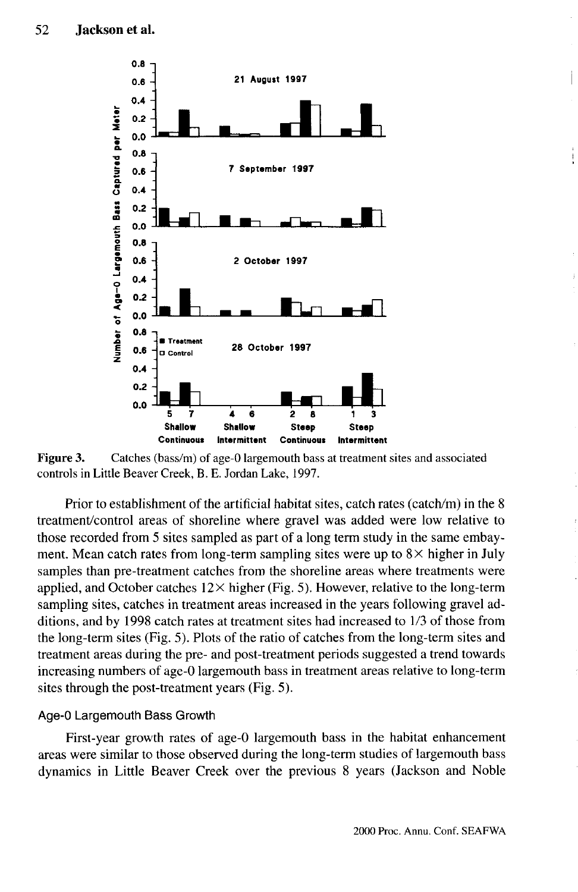Figure 3. Catches (bass/m) of age-0 largemouth bass at treatment sites and associated controls in Little Beaver Creek, B. E. Jordan Lake, 1997.

Prior to establishment of the artificial habitat sites, catch rates (catch/m) in the 8 treatment/control areas of shoreline where gravel was added were low relative to those recorded from 5 sites sampled as part of a long term study in the same embayment. Mean catch rates from long-term sampling sites were up to 8× higher in July samples than pre-treatment catches from the shoreline areas where treatments were applied, and October catches 12× higher (Fig. 5). However, relative to the long-term sampling sites, catches in treatment areas increased in the years following gravel additions, and by 1998 catch rates at treatment sites had increased to 1/3 of those from the long-term sites (Fig. 5). Plots of the ratio of catches from the long-term sites and treatment areas during the pre- and post-treatment periods suggested a trend towards increasing numbers of age-0 largemouth bass in treatment areas relative to long-term sites through the post-treatment years (Fig. 5).

### Age-0 Largemouth Bass Growth

First-year growth rates of age-0 largemouth bass in the habitat enhancement areas were similar to those observed during the long-term studies of largemouth bass dynamics in Little Beaver Creek over the previous 8 years (Jackson and Noble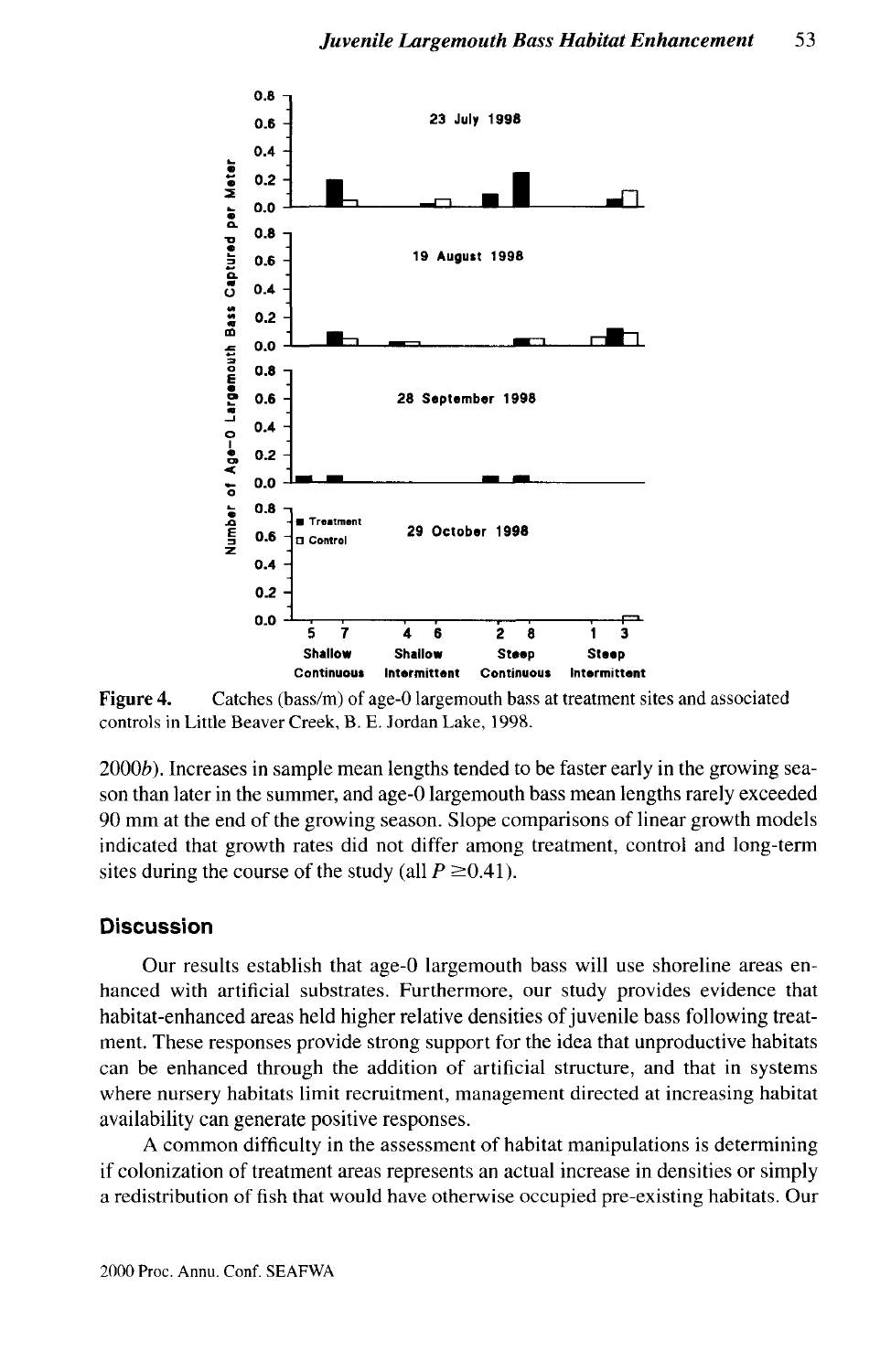Figure 4. Catches (bass/m) of age-0 largemouth bass at treatment sites and associated controls in Little Beaver Creek, B. E. Jordan Lake, 1998.

2000*b*). Increases in sample mean lengths tended to be faster early in the growing season than later in the summer, and age-0 largemouth bass mean lengths rarely exceeded 90 mm at the end of the growing season. Slope comparisons of linear growth models indicated that growth rates did not differ among treatment, control and long-term sites during the course of the study (all $P \geq 0.41$).

## Discussion

Our results establish that age-0 largemouth bass will use shoreline areas enhanced with artificial substrates. Furthermore, our study provides evidence that habitat-enhanced areas held higher relative densities of juvenile bass following treatment. These responses provide strong support for the idea that unproductive habitats can be enhanced through the addition of artificial structure, and that in systems where nursery habitats limit recruitment, management directed at increasing habitat availability can generate positive responses.

A common difficulty in the assessment of habitat manipulations is determining if colonization of treatment areas represents an actual increase in densities or simply a redistribution of fish that would have otherwise occupied pre-existing habitats. Our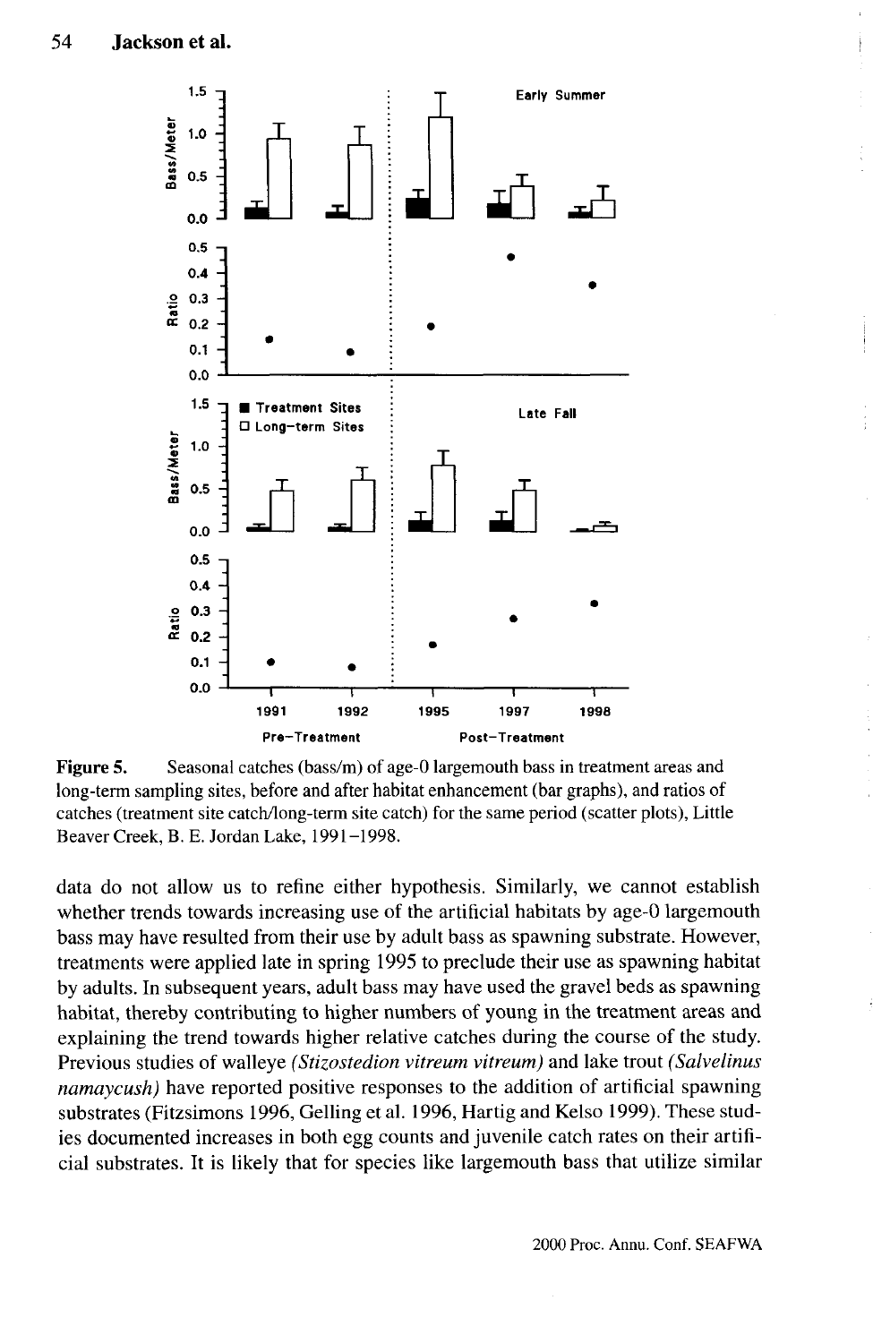Figure 5. Seasonal catches (bass/m) of age-0 largemouth bass in treatment areas and long-term sampling sites, before and after habitat enhancement (bar graphs), and ratios of catches (treatment site catch/long-term site catch) for the same period (scatter plots), Little Beaver Creek, B. E. Jordan Lake, 1991–1998.

data do not allow us to refine either hypothesis. Similarly, we cannot establish whether trends towards increasing use of the artificial habitats by age-0 largemouth bass may have resulted from their use by adult bass as spawning substrate. However, treatments were applied late in spring 1995 to preclude their use as spawning habitat by adults. In subsequent years, adult bass may have used the gravel beds as spawning habitat, thereby contributing to higher numbers of young in the treatment areas and explaining the trend towards higher relative catches during the course of the study. Previous studies of walleye *(Stizostedion vitreum vitreum)* and lake trout *(Salvelinus namaycush)* have reported positive responses to the addition of artificial spawning substrates (Fitzsimons 1996, Gelling et al. 1996, Hartig and Kelso 1999). These studies documented increases in both egg counts and juvenile catch rates on their artificial substrates. It is likely that for species like largemouth bass that utilize similar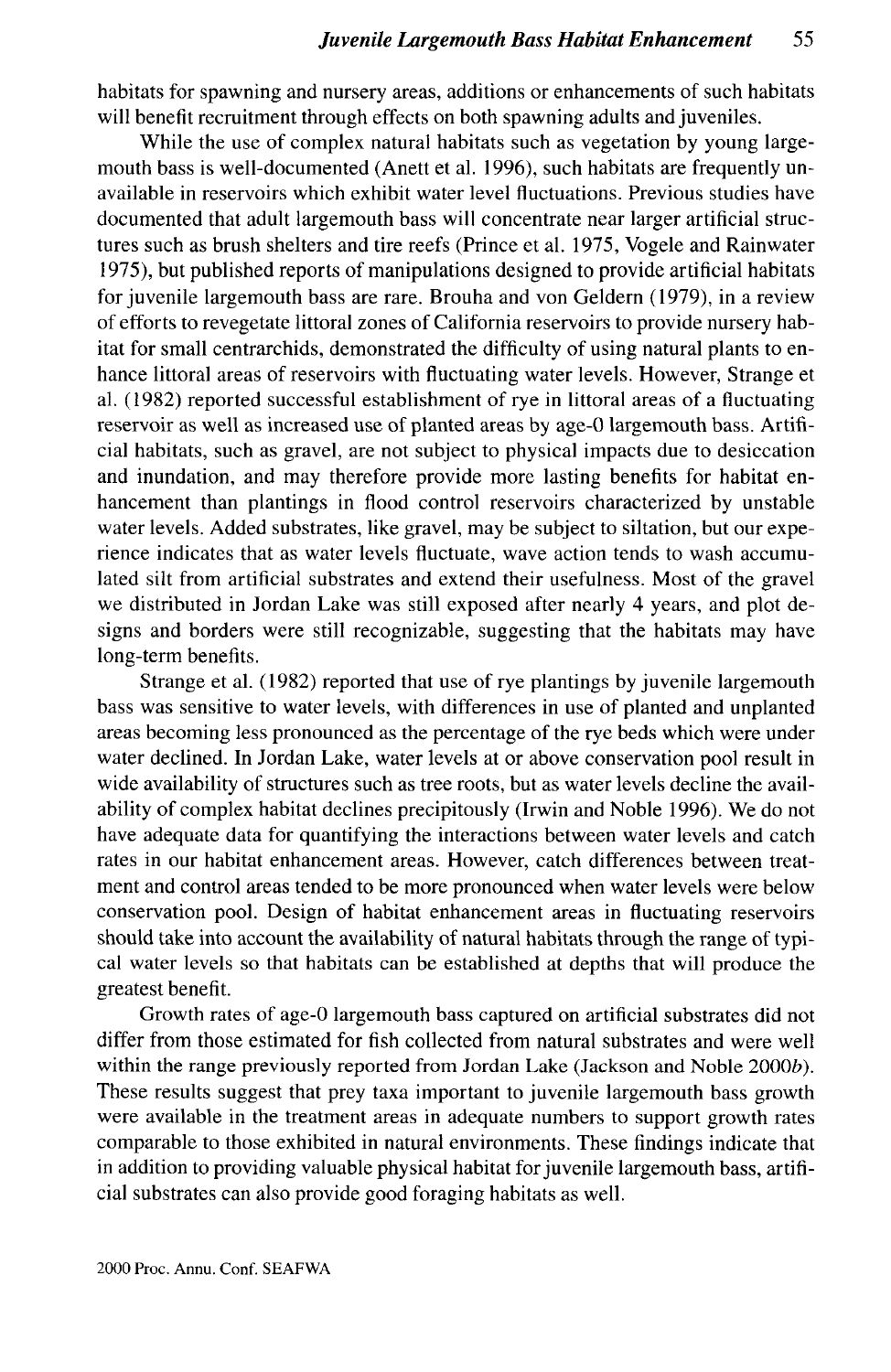habitats for spawning and nursery areas, additions or enhancements of such habitats will benefit recruitment through effects on both spawning adults and juveniles.

While the use of complex natural habitats such as vegetation by young largemouth bass is well-documented (Anett et al. 1996), such habitats are frequently unavailable in reservoirs which exhibit water level fluctuations. Previous studies have documented that adult largemouth bass will concentrate near larger artificial structures such as brush shelters and tire reefs (Prince et al. 1975, Vogele and Rainwater 1975), but published reports of manipulations designed to provide artificial habitats for juvenile largemouth bass are rare. Brouha and von Geldern (1979), in a review of efforts to revegetate littoral zones of California reservoirs to provide nursery habitat for small centrarchids, demonstrated the difficulty of using natural plants to enhance littoral areas of reservoirs with fluctuating water levels. However, Strange et al. (1982) reported successful establishment of rye in littoral areas of a fluctuating reservoir as well as increased use of planted areas by age-0 largemouth bass. Artificial habitats, such as gravel, are not subject to physical impacts due to desiccation and inundation, and may therefore provide more lasting benefits for habitat enhancement than plantings in flood control reservoirs characterized by unstable water levels. Added substrates, like gravel, may be subject to siltation, but our experience indicates that as water levels fluctuate, wave action tends to wash accumulated silt from artificial substrates and extend their usefulness. Most of the gravel we distributed in Jordan Lake was still exposed after nearly 4 years, and plot designs and borders were still recognizable, suggesting that the habitats may have long-term benefits.

Strange et al. (1982) reported that use of rye plantings by juvenile largemouth bass was sensitive to water levels, with differences in use of planted and unplanted areas becoming less pronounced as the percentage of the rye beds which were under water declined. In Jordan Lake, water levels at or above conservation pool result in wide availability of structures such as tree roots, but as water levels decline the availability of complex habitat declines precipitously (Irwin and Noble 1996). We do not have adequate data for quantifying the interactions between water levels and catch rates in our habitat enhancement areas. However, catch differences between treatment and control areas tended to be more pronounced when water levels were below conservation pool. Design of habitat enhancement areas in fluctuating reservoirs should take into account the availability of natural habitats through the range of typical water levels so that habitats can be established at depths that will produce the greatest benefit.

Growth rates of age-0 largemouth bass captured on artificial substrates did not differ from those estimated for fish collected from natural substrates and were well within the range previously reported from Jordan Lake (Jackson and Noble 2000*b*). These results suggest that prey taxa important to juvenile largemouth bass growth were available in the treatment areas in adequate numbers to support growth rates comparable to those exhibited in natural environments. These findings indicate that in addition to providing valuable physical habitat for juvenile largemouth bass, artificial substrates can also provide good foraging habitats as well.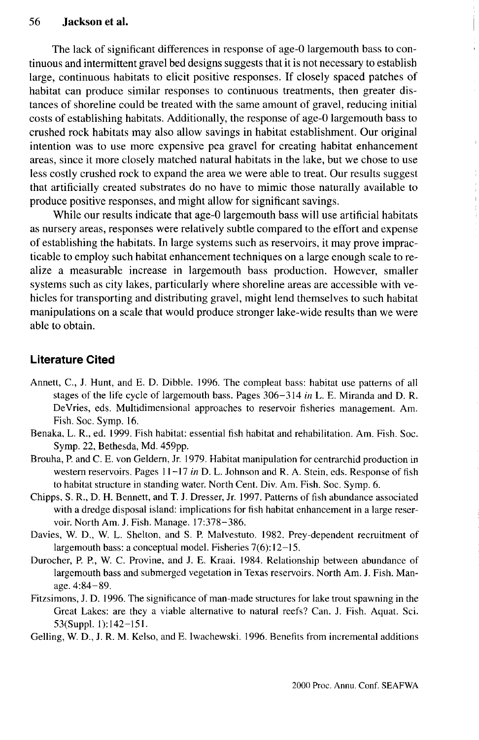The lack of significant differences in response of age-0 largemouth bass to continuous and intermittent gravel bed designs suggests that it is not necessary to establish large, continuous habitats to elicit positive responses. If closely spaced patches of habitat can produce similar responses to continuous treatments, then greater distances of shoreline could be treated with the same amount of gravel, reducing initial costs of establishing habitats. Additionally, the response of age-0 largemouth bass to crushed rock habitats may also allow savings in habitat establishment. Our original intention was to use more expensive pea gravel for creating habitat enhancement areas, since it more closely matched natural habitats in the lake, but we chose to use less costly crushed rock to expand the area we were able to treat. Our results suggest that artificially created substrates do no have to mimic those naturally available to produce positive responses, and might allow for significant savings.

While our results indicate that age-0 largemouth bass will use artificial habitats as nursery areas, responses were relatively subtle compared to the effort and expense of establishing the habitats. In large systems such as reservoirs, it may prove impracticable to employ such habitat enhancement techniques on a large enough scale to realize a measurable increase in largemouth bass production. However, smaller systems such as city lakes, particularly where shoreline areas are accessible with vehicles for transporting and distributing gravel, might lend themselves to such habitat manipulations on a scale that would produce stronger lake-wide results than we were able to obtain.

## Literature Cited

Annett, C., J. Hunt, and E. D. Dibble. 1996. The compleat bass: habitat use patterns of all stages of the life cycle of largemouth bass. Pages 306–314 *in* L. E. Miranda and D. R. DeVries, eds. Multidimensional approaches to reservoir fisheries management. Am. Fish. Soc. Symp. 16.

Benaka, L. R., ed. 1999. Fish habitat: essential fish habitat and rehabilitation. Am. Fish. Soc. Symp. 22, Bethesda, Md. 459pp.

Brouha, P. and C. E. von Geldern, Jr. 1979. Habitat manipulation for centrarchid production in western reservoirs. Pages 11–17 *in* D. L. Johnson and R. A. Stein, eds. Response of fish to habitat structure in standing water. North Cent. Div. Am. Fish. Soc. Symp. 6.

Chipps, S. R., D. H. Bennett, and T. J. Dresser, Jr. 1997. Patterns of fish abundance associated with a dredge disposal island: implications for fish habitat enhancement in a large reservoir. North Am. J. Fish. Manage. 17:378–386.

Davies, W. D., W. L. Shelton, and S. P. Malvestuto. 1982. Prey-dependent recruitment of largemouth bass: a conceptual model. Fisheries 7(6):12–15.

Durocher, P. P., W. C. Provine, and J. E. Kraai. 1984. Relationship between abundance of largemouth bass and submerged vegetation in Texas reservoirs. North Am. J. Fish. Manage. 4:84–89.

Fitzsimons, J. D. 1996. The significance of man-made structures for lake trout spawning in the Great Lakes: are they a viable alternative to natural reefs? Can. J. Fish. Aquat. Sci. 53(Suppl. 1):142–151.

Gelling, W. D., J. R. M. Kelso, and E. Iwachewski. 1996. Benefits from incremental additions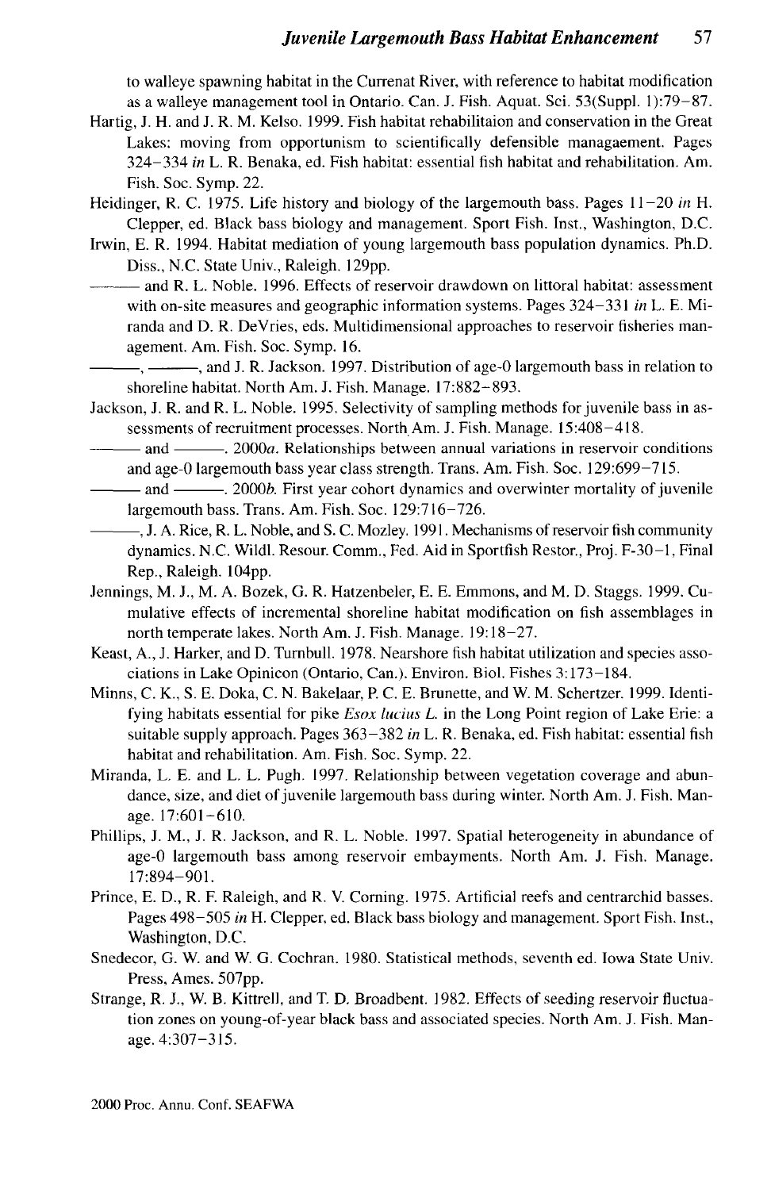to walleye spawning habitat in the Currenat River, with reference to habitat modification as a walleye management tool in Ontario. Can. J. Fish. Aquat. Sci. 53(Suppl. 1):79–87.

Hartig, J. H. and J. R. M. Kelso. 1999. Fish habitat rehabilitaion and conservation in the Great Lakes: moving from opportunism to scientifically defensible managaement. Pages 324–334 *in* L. R. Benaka, ed. Fish habitat: essential fish habitat and rehabilitation. Am. Fish. Soc. Symp. 22.

Heidinger, R. C. 1975. Life history and biology of the largemouth bass. Pages 11–20 *in* H. Clepper, ed. Black bass biology and management. Sport Fish. Inst., Washington, D.C.

Irwin, E. R. 1994. Habitat mediation of young largemouth bass population dynamics. Ph.D. Diss., N.C. State Univ., Raleigh. 129pp.

——— and R. L. Noble. 1996. Effects of reservoir drawdown on littoral habitat: assessment with on-site measures and geographic information systems. Pages 324–331 *in* L. E. Miranda and D. R. DeVries, eds. Multidimensional approaches to reservoir fisheries management. Am. Fish. Soc. Symp. 16.

———, ———, and J. R. Jackson. 1997. Distribution of age-0 largemouth bass in relation to shoreline habitat. North Am. J. Fish. Manage. 17:882–893.

Jackson, J. R. and R. L. Noble. 1995. Selectivity of sampling methods for juvenile bass in assessments of recruitment processes. North Am. J. Fish. Manage. 15:408–418.

——— and ———. 2000*a*. Relationships between annual variations in reservoir conditions and age-0 largemouth bass year class strength. Trans. Am. Fish. Soc. 129:699–715.

——— and ———. 2000*b*. First year cohort dynamics and overwinter mortality of juvenile largemouth bass. Trans. Am. Fish. Soc. 129:716–726.

———, J. A. Rice, R. L. Noble, and S. C. Mozley. 1991. Mechanisms of reservoir fish community dynamics. N.C. Wildl. Resour. Comm., Fed. Aid in Sportfish Restor., Proj. F-30-1, Final Rep., Raleigh. 104pp.

Jennings, M. J., M. A. Bozek, G. R. Hatzenbeler, E. E. Emmons, and M. D. Staggs. 1999. Cumulative effects of incremental shoreline habitat modification on fish assemblages in north temperate lakes. North Am. J. Fish. Manage. 19:18–27.

Keast, A., J. Harker, and D. Turnbull. 1978. Nearshore fish habitat utilization and species associations in Lake Opinicon (Ontario, Can.). Environ. Biol. Fishes 3:173–184.

Minns, C. K., S. E. Doka, C. N. Bakelaar, P. C. E. Brunette, and W. M. Schertzer. 1999. Identifying habitats essential for pike *Esox lucius L.* in the Long Point region of Lake Erie: a suitable supply approach. Pages 363–382 *in* L. R. Benaka, ed. Fish habitat: essential fish habitat and rehabilitation. Am. Fish. Soc. Symp. 22.

Miranda, L. E. and L. L. Pugh. 1997. Relationship between vegetation coverage and abundance, size, and diet of juvenile largemouth bass during winter. North Am. J. Fish. Manage. 17:601–610.

Phillips, J. M., J. R. Jackson, and R. L. Noble. 1997. Spatial heterogeneity in abundance of age-0 largemouth bass among reservoir embayments. North Am. J. Fish. Manage. 17:894–901.

Prince, E. D., R. F. Raleigh, and R. V. Corning. 1975. Artificial reefs and centrarchid basses. Pages 498–505 *in* H. Clepper, ed. Black bass biology and management. Sport Fish. Inst., Washington, D.C.

Snedecor, G. W. and W. G. Cochran. 1980. Statistical methods, seventh ed. Iowa State Univ. Press, Ames. 507pp.

Strange, R. J., W. B. Kittrell, and T. D. Broadbent. 1982. Effects of seeding reservoir fluctuation zones on young-of-year black bass and associated species. North Am. J. Fish. Manage. 4:307–315.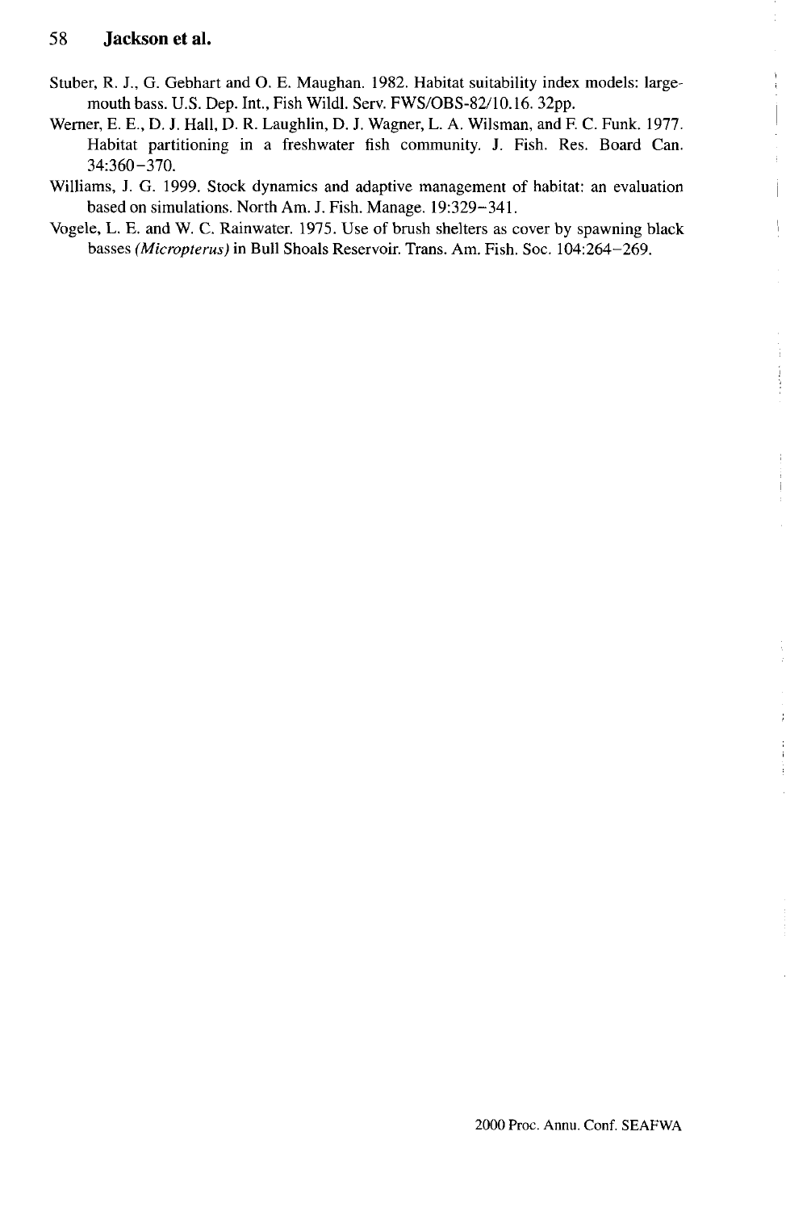Stuber, R. J., G. Gebhart and O. E. Maughan. 1982. Habitat suitability index models: largemouth bass. U.S. Dep. Int., Fish Wildl. Serv. FWS/OBS-82/10.16. 32pp.

Werner, E. E., D. J. Hall, D. R. Laughlin, D. J. Wagner, L. A. Wilsman, and F. C. Funk. 1977. Habitat partitioning in a freshwater fish community. J. Fish. Res. Board Can. 34:360–370.

Williams, J. G. 1999. Stock dynamics and adaptive management of habitat: an evaluation based on simulations. North Am. J. Fish. Manage. 19:329–341.

Vogele, L. E. and W. C. Rainwater. 1975. Use of brush shelters as cover by spawning black basses *(Micropterus)* in Bull Shoals Reservoir. Trans. Am. Fish. Soc. 104:264–269.